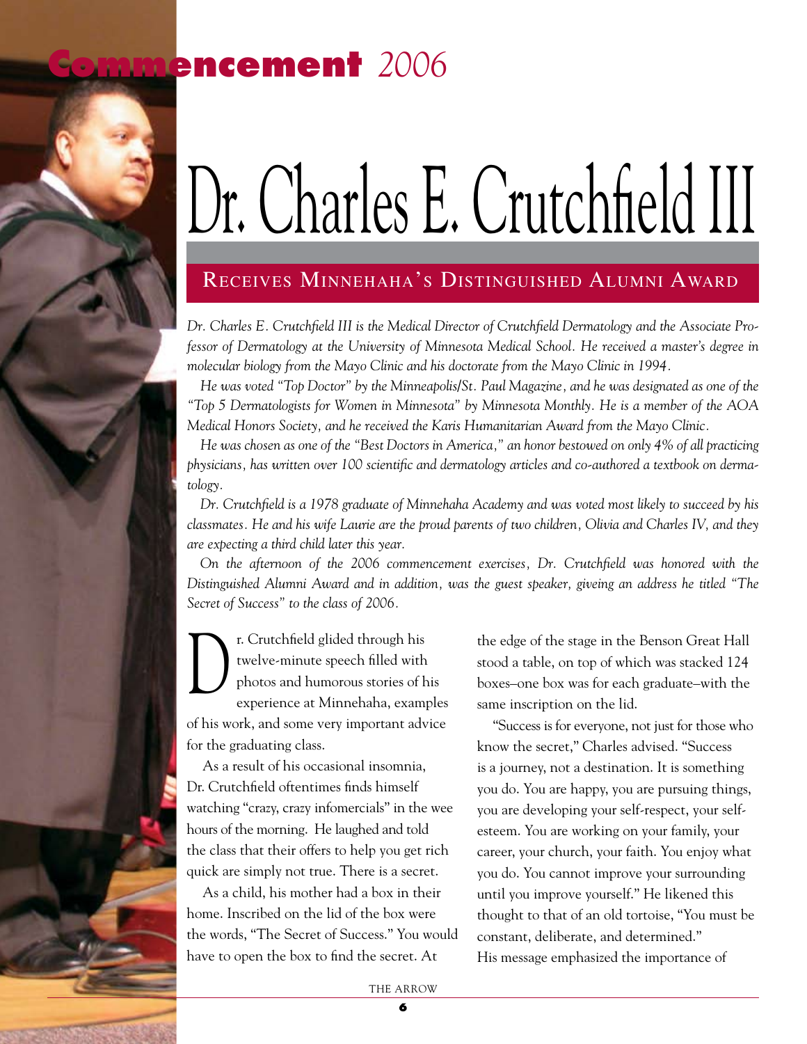# Commencement *2006*

# Dr. Charles E. Crutchfield III

## Receives Minnehaha's Distinguished Alumni Award

*Dr. Charles E. Crutchfield III is the Medical Director of Crutchfield Dermatology and the Associate Professor of Dermatology at the University of Minnesota Medical School. He received a master's degree in molecular biology from the Mayo Clinic and his doctorate from the Mayo Clinic in 1994.*

*He was voted "Top Doctor" by the Minneapolis/St. Paul Magazine, and he was designated as one of the "Top 5 Dermatologists for Women in Minnesota" by Minnesota Monthly. He is a member of the AOA Medical Honors Society, and he received the Karis Humanitarian Award from the Mayo Clinic.*

*He was chosen as one of the "Best Doctors in America," an honor bestowed on only 4% of all practicing physicians, has written over 100 scientific and dermatology articles and co-authored a textbook on dermatology.*

*Dr. Crutchfield is a 1978 graduate of Minnehaha Academy and was voted most likely to succeed by his classmates. He and his wife Laurie are the proud parents of two children, Olivia and Charles IV, and they are expecting a third child later this year.*

*On the afternoon of the 2006 commencement exercises, Dr. Crutchfield was honored with the Distinguished Alumni Award and in addition, was the guest speaker, giveing an address he titled "The Secret of Success" to the class of 2006.*

Dr. Crutchfield glided through his twelve-minute speech filled with photos and humorous stories of his experience at Minnehaha, examples of his work, and some very important advice for the graduating class.

As a result of his occasional insomnia, Dr. Crutchfield oftentimes finds himself watching "crazy, crazy infomercials" in the wee hours of the morning. He laughed and told the class that their offers to help you get rich quick are simply not true. There is a secret.

As a child, his mother had a box in their home. Inscribed on the lid of the box were the words, "The Secret of Success." You would have to open the box to find the secret. At the edge of the stage in the Benson Great Hall stood a table, on top of which was stacked 124 boxes–one box was for each graduate–with the same inscription on the lid.

"Success is for everyone, not just for those who know the secret," Charles advised. "Success is a journey, not a destination. It is something you do. You are happy, you are pursuing things, you are developing your self-respect, your self-esteem. You are working on your family, your career, your church, your faith. You enjoy what you do. You cannot improve your surrounding until you improve yourself." He likened this thought to that of an old tortoise, "You must be constant, deliberate, and determined."
His message emphasized the importance of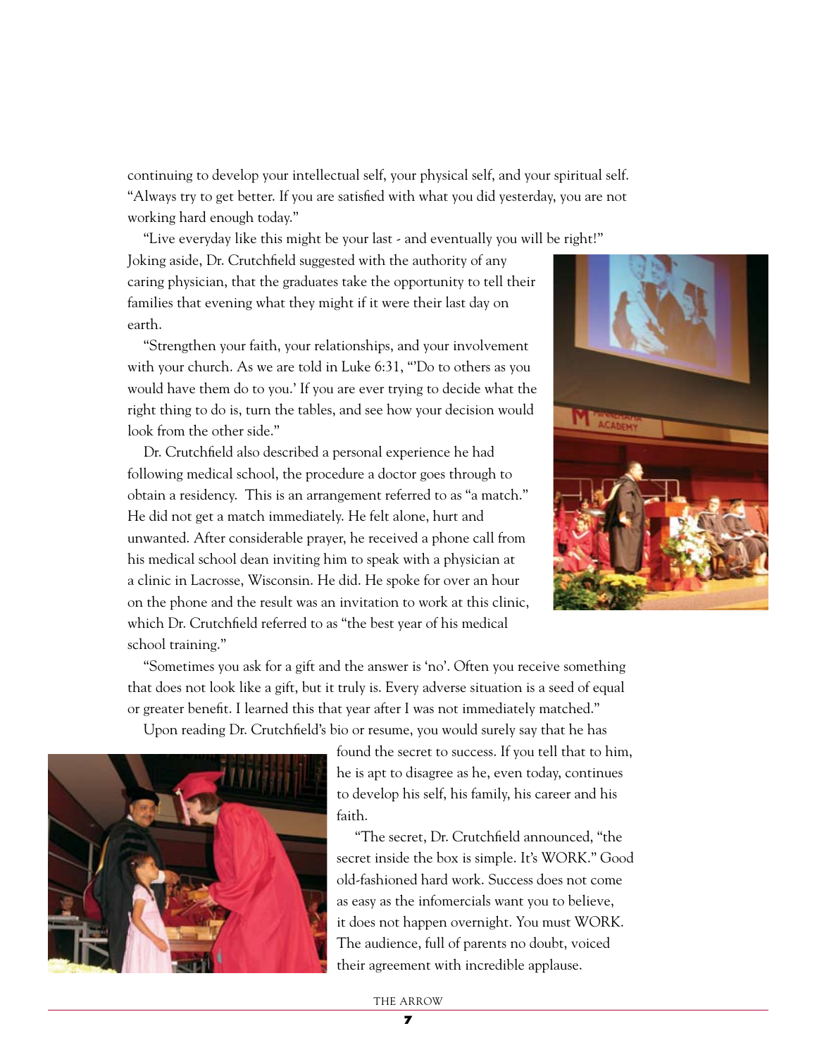continuing to develop your intellectual self, your physical self, and your spiritual self. "Always try to get better. If you are satisfied with what you did yesterday, you are not working hard enough today."

"Live everyday like this might be your last - and eventually you will be right!" Joking aside, Dr. Crutchfield suggested with the authority of any caring physician, that the graduates take the opportunity to tell their families that evening what they might if it were their last day on earth.

"Strengthen your faith, your relationships, and your involvement with your church. As we are told in Luke 6:31, "'Do to others as you would have them do to you.' If you are ever trying to decide what the right thing to do is, turn the tables, and see how your decision would look from the other side."

Dr. Crutchfield also described a personal experience he had following medical school, the procedure a doctor goes through to obtain a residency. This is an arrangement referred to as "a match." He did not get a match immediately. He felt alone, hurt and unwanted. After considerable prayer, he received a phone call from his medical school dean inviting him to speak with a physician at a clinic in Lacrosse, Wisconsin. He did. He spoke for over an hour on the phone and the result was an invitation to work at this clinic, which Dr. Crutchfield referred to as "the best year of his medical school training."

"Sometimes you ask for a gift and the answer is 'no'. Often you receive something that does not look like a gift, but it truly is. Every adverse situation is a seed of equal or greater benefit. I learned this that year after I was not immediately matched."

Upon reading Dr. Crutchfield's bio or resume, you would surely say that he has found the secret to success. If you tell that to him, he is apt to disagree as he, even today, continues to develop his self, his family, his career and his faith.

"The secret, Dr. Crutchfield announced, "the secret inside the box is simple. It's WORK." Good old-fashioned hard work. Success does not come as easy as the infomercials want you to believe, it does not happen overnight. You must WORK. The audience, full of parents no doubt, voiced their agreement with incredible applause.